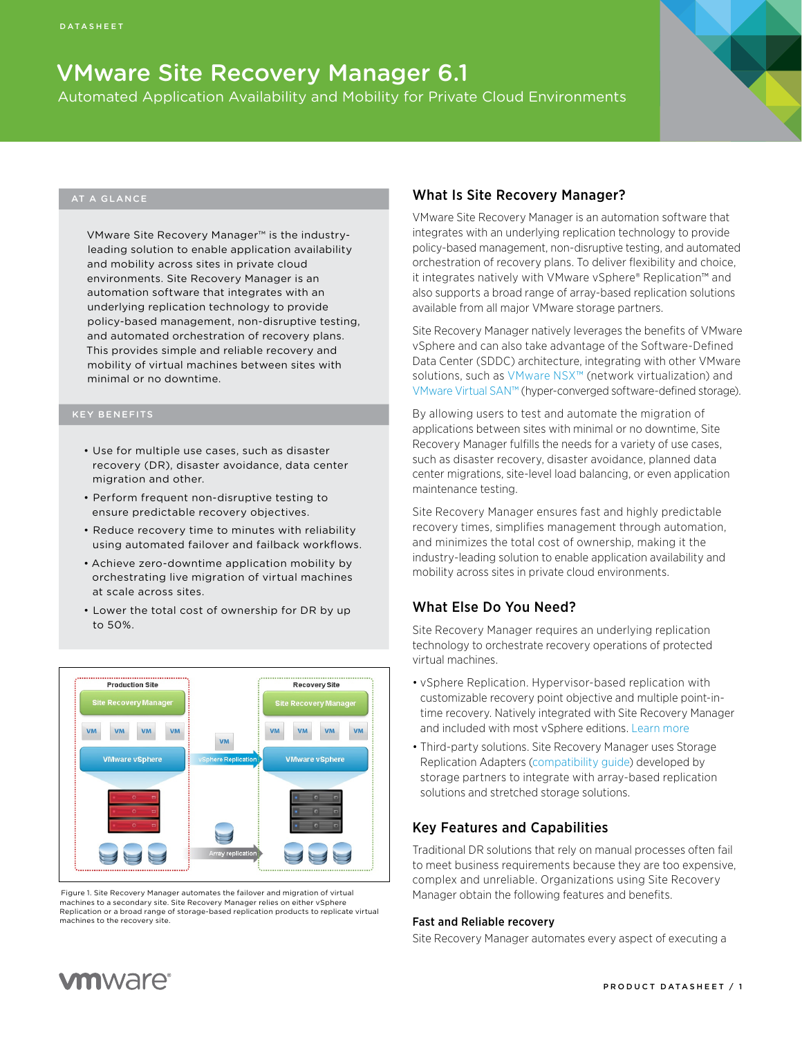DATASHEET

# VMware Site Recovery Manager 6.1

Automated Application Availability and Mobility for Private Cloud Environments

## AT A GLANCE

VMware Site Recovery Manager™ is the industry-leading solution to enable application availability and mobility across sites in private cloud environments. Site Recovery Manager is an automation software that integrates with an underlying replication technology to provide policy-based management, non-disruptive testing, and automated orchestration of recovery plans. This provides simple and reliable recovery and mobility of virtual machines between sites with minimal or no downtime.

## KEY BENEFITS

- Use for multiple use cases, such as disaster recovery (DR), disaster avoidance, data center migration and other.
- Perform frequent non-disruptive testing to ensure predictable recovery objectives.
- Reduce recovery time to minutes with reliability using automated failover and failback workflows.
- Achieve zero-downtime application mobility by orchestrating live migration of virtual machines at scale across sites.
- Lower the total cost of ownership for DR by up to 50%.

Figure 1. Site Recovery Manager automates the failover and migration of virtual machines to a secondary site. Site Recovery Manager relies on either vSphere Replication or a broad range of storage-based replication products to replicate virtual machines to the recovery site.

## What Is Site Recovery Manager?

VMware Site Recovery Manager is an automation software that integrates with an underlying replication technology to provide policy-based management, non-disruptive testing, and automated orchestration of recovery plans. To deliver flexibility and choice, it integrates natively with VMware vSphere® Replication™ and also supports a broad range of array-based replication solutions available from all major VMware storage partners.

Site Recovery Manager natively leverages the benefits of VMware vSphere and can also take advantage of the Software-Defined Data Center (SDDC) architecture, integrating with other VMware solutions, such as VMware NSX™ (network virtualization) and VMware Virtual SAN™ (hyper-converged software-defined storage).

By allowing users to test and automate the migration of applications between sites with minimal or no downtime, Site Recovery Manager fulfills the needs for a variety of use cases, such as disaster recovery, disaster avoidance, planned data center migrations, site-level load balancing, or even application maintenance testing.

Site Recovery Manager ensures fast and highly predictable recovery times, simplifies management through automation, and minimizes the total cost of ownership, making it the industry-leading solution to enable application availability and mobility across sites in private cloud environments.

## What Else Do You Need?

Site Recovery Manager requires an underlying replication technology to orchestrate recovery operations of protected virtual machines.

- vSphere Replication. Hypervisor-based replication with customizable recovery point objective and multiple point-in-time recovery. Natively integrated with Site Recovery Manager and included with most vSphere editions. Learn more
- Third-party solutions. Site Recovery Manager uses Storage Replication Adapters (compatibility guide) developed by storage partners to integrate with array-based replication solutions and stretched storage solutions.

## Key Features and Capabilities

Traditional DR solutions that rely on manual processes often fail to meet business requirements because they are too expensive, complex and unreliable. Organizations using Site Recovery Manager obtain the following features and benefits.

### Fast and Reliable recovery

Site Recovery Manager automates every aspect of executing a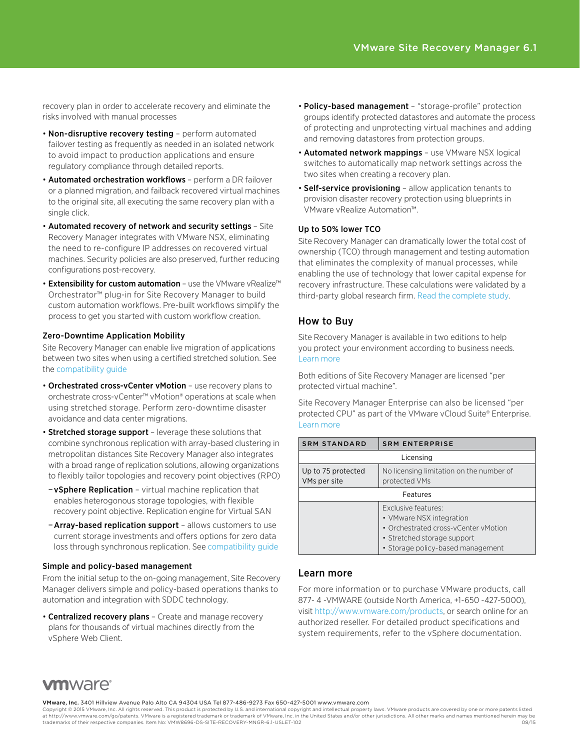recovery plan in order to accelerate recovery and eliminate the risks involved with manual processes

- **Non-disruptive recovery testing** – perform automated failover testing as frequently as needed in an isolated network to avoid impact to production applications and ensure regulatory compliance through detailed reports.
- **Automated orchestration workflows** – perform a DR failover or a planned migration, and failback recovered virtual machines to the original site, all executing the same recovery plan with a single click.
- **Automated recovery of network and security settings** – Site Recovery Manager integrates with VMware NSX, eliminating the need to re-configure IP addresses on recovered virtual machines. Security policies are also preserved, further reducing configurations post-recovery.
- **Extensibility for custom automation** – use the VMware vRealize™ Orchestrator™ plug-in for Site Recovery Manager to build custom automation workflows. Pre-built workflows simplify the process to get you started with custom workflow creation.

### Zero-Downtime Application Mobility

Site Recovery Manager can enable live migration of applications between two sites when using a certified stretched solution. See the compatibility guide

- **Orchestrated cross-vCenter vMotion** – use recovery plans to orchestrate cross-vCenter™ vMotion® operations at scale when using stretched storage. Perform zero-downtime disaster avoidance and data center migrations.
- **Stretched storage support** – leverage these solutions that combine synchronous replication with array-based clustering in metropolitan distances Site Recovery Manager also integrates with a broad range of replication solutions, allowing organizations to flexibly tailor topologies and recovery point objectives (RPO)
  - **vSphere Replication** – virtual machine replication that enables heterogonous storage topologies, with flexible recovery point objective. Replication engine for Virtual SAN
  - **Array-based replication support** – allows customers to use current storage investments and offers options for zero data loss through synchronous replication. See compatibility guide

### Simple and policy-based management

From the initial setup to the on-going management, Site Recovery Manager delivers simple and policy-based operations thanks to automation and integration with SDDC technology.

- **Centralized recovery plans** – Create and manage recovery plans for thousands of virtual machines directly from the vSphere Web Client.
- **Policy-based management** – "storage-profile" protection groups identify protected datastores and automate the process of protecting and unprotecting virtual machines and adding and removing datastores from protection groups.
- **Automated network mappings** – use VMware NSX logical switches to automatically map network settings across the two sites when creating a recovery plan.
- **Self-service provisioning** – allow application tenants to provision disaster recovery protection using blueprints in VMware vRealize Automation™.

### Up to 50% lower TCO

Site Recovery Manager can dramatically lower the total cost of ownership (TCO) through management and testing automation that eliminates the complexity of manual processes, while enabling the use of technology that lower capital expense for recovery infrastructure. These calculations were validated by a third-party global research firm. Read the complete study.

## How to Buy

Site Recovery Manager is available in two editions to help you protect your environment according to business needs. Learn more

Both editions of Site Recovery Manager are licensed "per protected virtual machine".

Site Recovery Manager Enterprise can also be licensed "per protected CPU" as part of the VMware vCloud Suite® Enterprise. Learn more

| SRM STANDARD | SRM ENTERPRISE |
|---|---|
| Licensing | |
| Up to 75 protected VMs per site | No licensing limitation on the number of protected VMs |
| Features | |
| | Exclusive features:<br>• VMware NSX integration<br>• Orchestrated cross-vCenter vMotion<br>• Stretched storage support<br>• Storage policy-based management |

## Learn more

For more information or to purchase VMware products, call 877- 4 -VMWARE (outside North America, +1-650 -427-5000), visit http://www.vmware.com/products, or search online for an authorized reseller. For detailed product specifications and system requirements, refer to the vSphere documentation.

**VMware, Inc.** 3401 Hillview Avenue Palo Alto CA 94304 USA Tel 877-486-9273 Fax 650-427-5001 www.vmware.com
Copyright © 2015 VMware, Inc. All rights reserved. This product is protected by U.S. and international copyright and intellectual property laws. VMware products are covered by one or more patents listed at http://www.vmware.com/go/patents. VMware is a registered trademark or trademark of VMware, Inc. in the United States and/or other jurisdictions. All other marks and names mentioned herein may be trademarks of their respective companies. Item No: VMW8696-DS-SITE-RECOVERY-MNGR-6.1-USLET-102 08/15